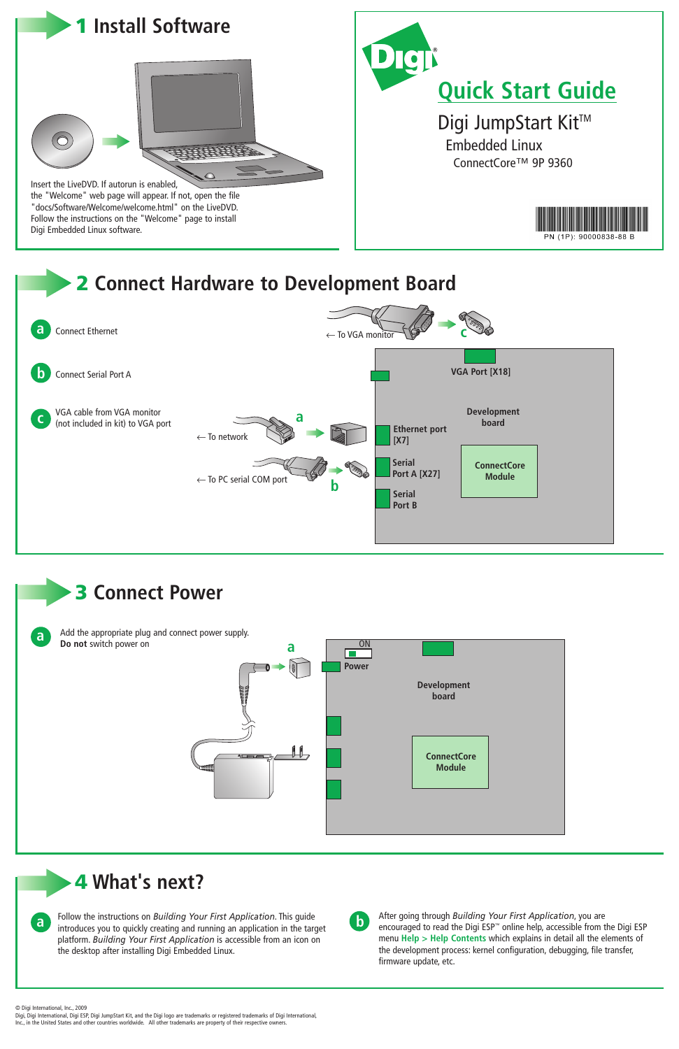# Quick Start Guide

## Digi JumpStart Kit™

### Embedded Linux

ConnectCore™ 9P 9360

PN (1P): 90000838-88 B

## 1 Install Software

Insert the LiveDVD. If autorun is enabled, the "Welcome" web page will appear. If not, open the file "docs/Software/Welcome/welcome.html" on the LiveDVD. Follow the instructions on the "Welcome" page to install Digi Embedded Linux software.

## 2 Connect Hardware to Development Board

**a** Connect Ethernet

**b** Connect Serial Port A

**c** VGA cable from VGA monitor (not included in kit) to VGA port

← To VGA monitor

← To network

← To PC serial COM port

VGA Port [X18]

Development board

Ethernet port [X7]

Serial Port A [X27]

Serial Port B

ConnectCore Module

## 3 Connect Power

**a** Add the appropriate plug and connect power supply. **Do not** switch power on

ON

Power

Development board

ConnectCore Module

## 4 What's next?

**a** Follow the instructions on *Building Your First Application*. This guide introduces you to quickly creating and running an application in the target platform. *Building Your First Application* is accessible from an icon on the desktop after installing Digi Embedded Linux.

**b** After going through *Building Your First Application*, you are encouraged to read the Digi ESP™ online help, accessible from the Digi ESP menu **Help > Help Contents** which explains in detail all the elements of the development process: kernel configuration, debugging, file transfer, firmware update, etc.

© Digi International, Inc., 2009

Digi, Digi International, Digi ESP, Digi JumpStart Kit, and the Digi logo are trademarks or registered trademarks of Digi International, Inc., in the United States and other countries worldwide. All other trademarks are property of their respective owners.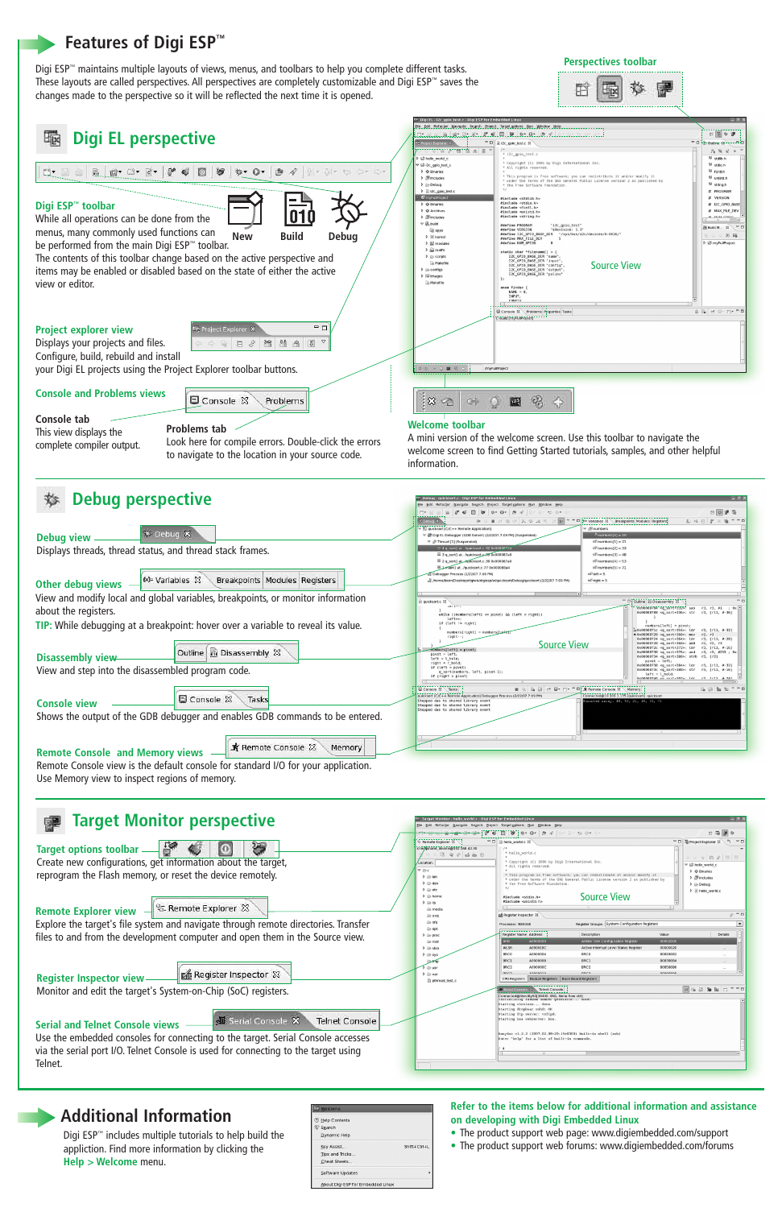# Features of Digi ESP™

Digi ESP™ maintains multiple layouts of views, menus, and toolbars to help you complete different tasks. These layouts are called perspectives. All perspectives are completely customizable and Digi ESP™ saves the changes made to the perspective so it will be reflected the next time it is opened.

Perspectives toolbar

## Digi EL perspective

**Digi ESP™ toolbar**
While all operations can be done from the menus, many commonly used functions can be performed from the main Digi ESP™ toolbar. The contents of this toolbar change based on the active perspective and items may be enabled or disabled based on the state of either the active view or editor.

New Build Debug

**Project explorer view**
Displays your projects and files. Configure, build, rebuild and install your Digi EL projects using the Project Explorer toolbar buttons.

**Console and Problems views**

**Console tab**
This view displays the complete compiler output.

**Problems tab**
Look here for compile errors. Double-click the errors to navigate to the location in your source code.

Source View

**Welcome toolbar**
A mini version of the welcome screen. Use this toolbar to navigate the welcome screen to find Getting Started tutorials, samples, and other helpful information.

## Debug perspective

**Debug view**
Displays threads, thread status, and thread stack frames.

**Other debug views**
View and modify local and global variables, breakpoints, or monitor information about the registers.
TIP: While debugging at a breakpoint: hover over a variable to reveal its value.

**Disassembly view**
View and step into the disassembled program code.

**Console view**
Shows the output of the GDB debugger and enables GDB commands to be entered.

**Remote Console and Memory views**
Remote Console view is the default console for standard I/O for your application. Use Memory view to inspect regions of memory.

Source View

## Target Monitor perspective

**Target options toolbar**
Create new configurations, get information about the target, reprogram the Flash memory, or reset the device remotely.

**Remote Explorer view**
Explore the target's file system and navigate through remote directories. Transfer files to and from the development computer and open them in the Source view.

**Register Inspector view**
Monitor and edit the target's System-on-Chip (SoC) registers.

**Serial and Telnet Console views**
Use the embedded consoles for connecting to the target. Serial Console accesses via the serial port I/O. Telnet Console is used for connecting to the target using Telnet.

Source View

# Additional Information

Digi ESP™ includes multiple tutorials to help build the application. Find more information by clicking the **Help > Welcome** menu.

**Refer to the items below for additional information and assistance on developing with Digi Embedded Linux**

- The product support web page: www.digiembedded.com/support
- The product support web forums: www.digiembedded.com/forums